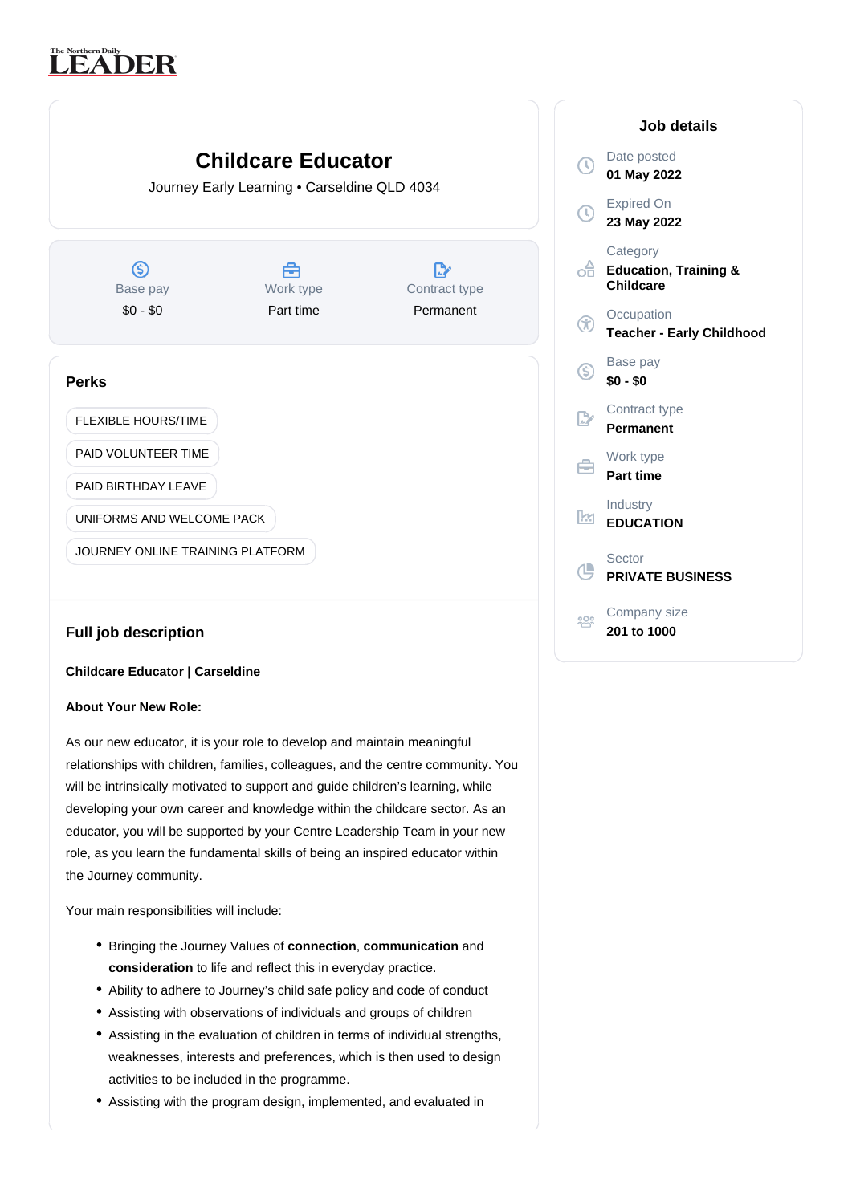The Northern Daily LEADER

# Childcare Educator

Journey Early Learning • Carseldine QLD 4034

| Base pay | Work type | Contract type |
|---|---|---|
| $0 - $0 | Part time | Permanent |

## Perks

- FLEXIBLE HOURS/TIME
- PAID VOLUNTEER TIME
- PAID BIRTHDAY LEAVE
- UNIFORMS AND WELCOME PACK
- JOURNEY ONLINE TRAINING PLATFORM

## Full job description

**Childcare Educator | Carseldine**

**About Your New Role:**

As our new educator, it is your role to develop and maintain meaningful relationships with children, families, colleagues, and the centre community. You will be intrinsically motivated to support and guide children's learning, while developing your own career and knowledge within the childcare sector. As an educator, you will be supported by your Centre Leadership Team in your new role, as you learn the fundamental skills of being an inspired educator within the Journey community.

Your main responsibilities will include:

- Bringing the Journey Values of **connection**, **communication** and **consideration** to life and reflect this in everyday practice.
- Ability to adhere to Journey's child safe policy and code of conduct
- Assisting with observations of individuals and groups of children
- Assisting in the evaluation of children in terms of individual strengths, weaknesses, interests and preferences, which is then used to design activities to be included in the programme.
- Assisting with the program design, implemented, and evaluated in

## Job details

**Date posted**
01 May 2022

**Expired On**
23 May 2022

**Category**
Education, Training & Childcare

**Occupation**
Teacher - Early Childhood

**Base pay**
$0 - $0

**Contract type**
Permanent

**Work type**
Part time

**Industry**
EDUCATION

**Sector**
PRIVATE BUSINESS

**Company size**
201 to 1000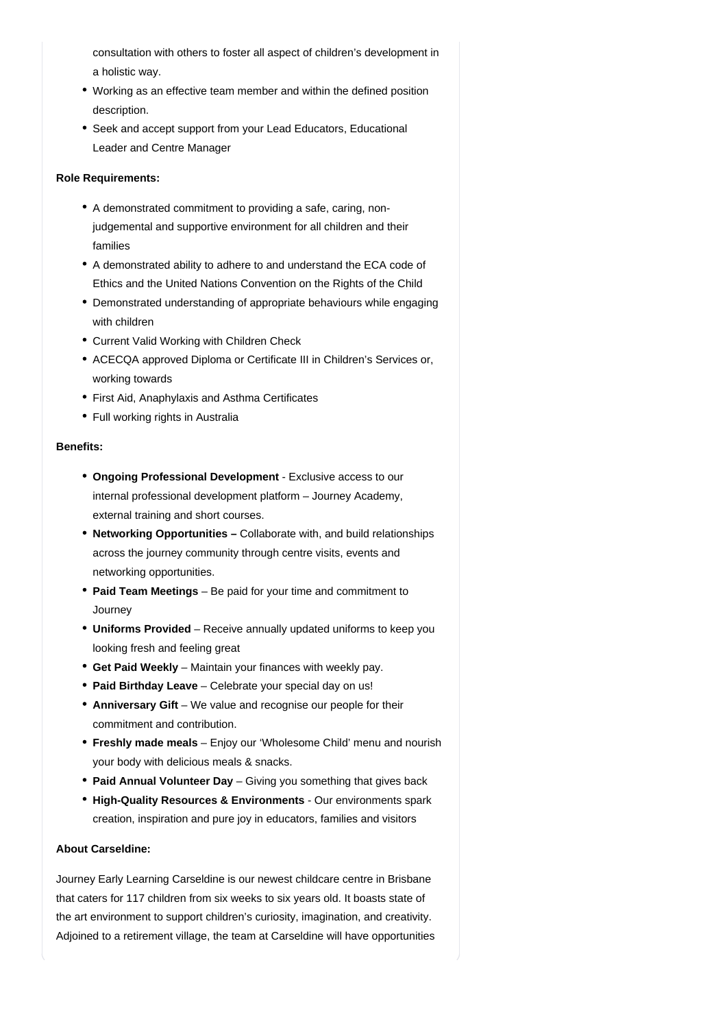consultation with others to foster all aspect of children's development in a holistic way.
- Working as an effective team member and within the defined position description.
- Seek and accept support from your Lead Educators, Educational Leader and Centre Manager

**Role Requirements:**

- A demonstrated commitment to providing a safe, caring, non-judgemental and supportive environment for all children and their families
- A demonstrated ability to adhere to and understand the ECA code of Ethics and the United Nations Convention on the Rights of the Child
- Demonstrated understanding of appropriate behaviours while engaging with children
- Current Valid Working with Children Check
- ACECQA approved Diploma or Certificate III in Children's Services or, working towards
- First Aid, Anaphylaxis and Asthma Certificates
- Full working rights in Australia

**Benefits:**

- **Ongoing Professional Development** - Exclusive access to our internal professional development platform – Journey Academy, external training and short courses.
- **Networking Opportunities –** Collaborate with, and build relationships across the journey community through centre visits, events and networking opportunities.
- **Paid Team Meetings** – Be paid for your time and commitment to Journey
- **Uniforms Provided** – Receive annually updated uniforms to keep you looking fresh and feeling great
- **Get Paid Weekly** – Maintain your finances with weekly pay.
- **Paid Birthday Leave** – Celebrate your special day on us!
- **Anniversary Gift** – We value and recognise our people for their commitment and contribution.
- **Freshly made meals** – Enjoy our 'Wholesome Child' menu and nourish your body with delicious meals & snacks.
- **Paid Annual Volunteer Day** – Giving you something that gives back
- **High-Quality Resources & Environments** - Our environments spark creation, inspiration and pure joy in educators, families and visitors

**About Carseldine:**

Journey Early Learning Carseldine is our newest childcare centre in Brisbane that caters for 117 children from six weeks to six years old. It boasts state of the art environment to support children's curiosity, imagination, and creativity. Adjoined to a retirement village, the team at Carseldine will have opportunities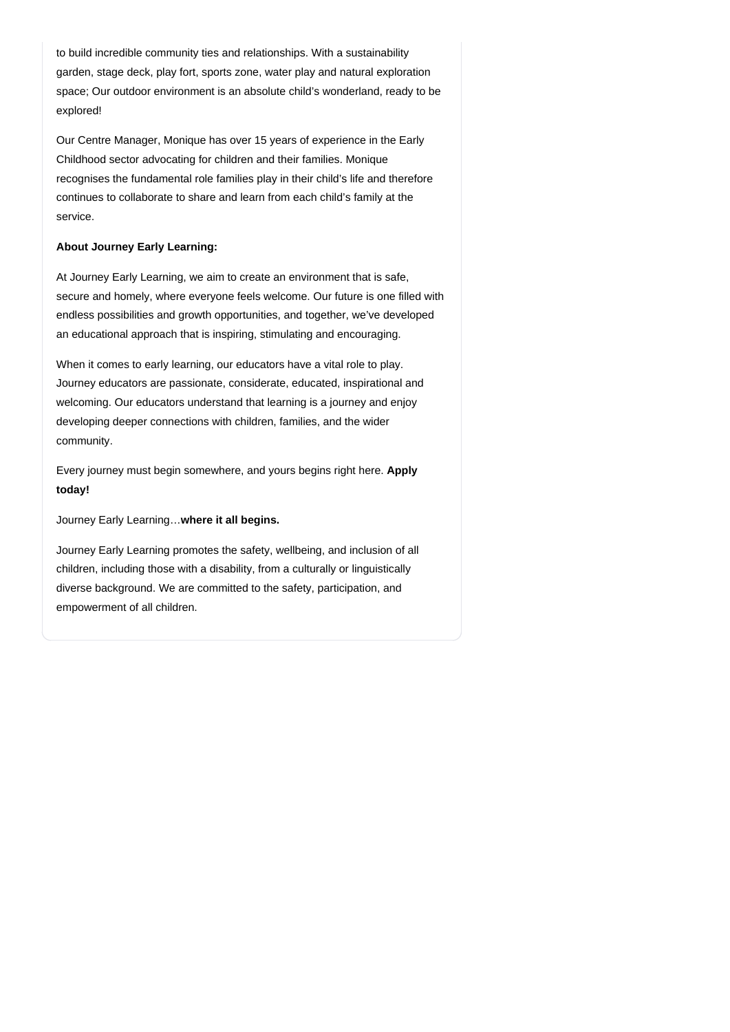to build incredible community ties and relationships. With a sustainability garden, stage deck, play fort, sports zone, water play and natural exploration space; Our outdoor environment is an absolute child's wonderland, ready to be explored!

Our Centre Manager, Monique has over 15 years of experience in the Early Childhood sector advocating for children and their families. Monique recognises the fundamental role families play in their child's life and therefore continues to collaborate to share and learn from each child's family at the service.

**About Journey Early Learning:**

At Journey Early Learning, we aim to create an environment that is safe, secure and homely, where everyone feels welcome. Our future is one filled with endless possibilities and growth opportunities, and together, we've developed an educational approach that is inspiring, stimulating and encouraging.

When it comes to early learning, our educators have a vital role to play. Journey educators are passionate, considerate, educated, inspirational and welcoming. Our educators understand that learning is a journey and enjoy developing deeper connections with children, families, and the wider community.

Every journey must begin somewhere, and yours begins right here. **Apply today!**

Journey Early Learning…**where it all begins.**

Journey Early Learning promotes the safety, wellbeing, and inclusion of all children, including those with a disability, from a culturally or linguistically diverse background. We are committed to the safety, participation, and empowerment of all children.